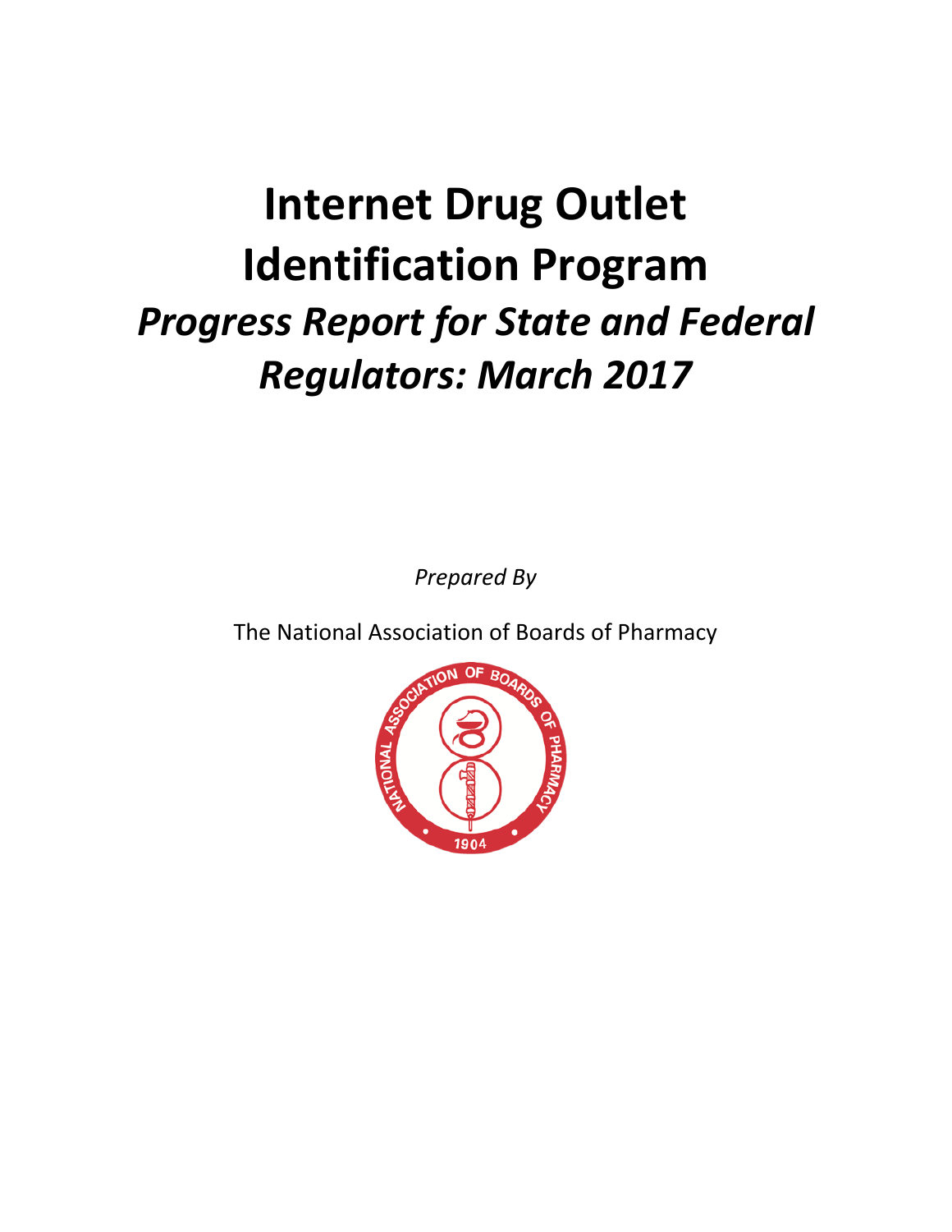# Internet Drug Outlet Identification Program

## *Progress Report for State and Federal Regulators: March 2017*

*Prepared By*

The National Association of Boards of Pharmacy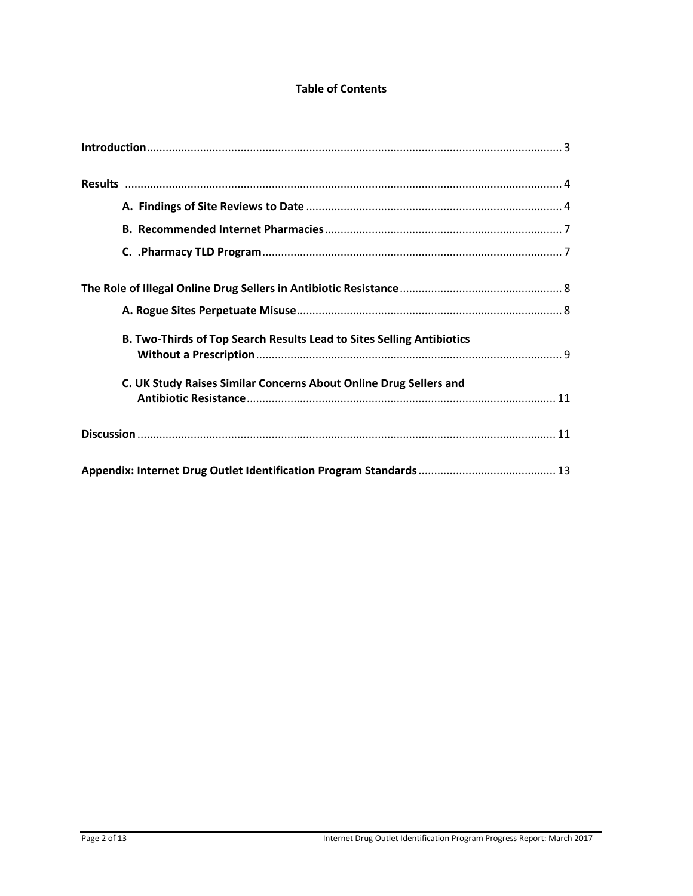**Table of Contents**

**Introduction** .................................................................................................................................... 3

**Results** ........................................................................................................................................... 4

- **A. Findings of Site Reviews to Date** ................................................................................. 4
- **B. Recommended Internet Pharmacies** ........................................................................... 7
- **C. .Pharmacy TLD Program** ............................................................................................... 7

**The Role of Illegal Online Drug Sellers in Antibiotic Resistance** .................................................... 8

- **A. Rogue Sites Perpetuate Misuse** .................................................................................... 8
- **B. Two-Thirds of Top Search Results Lead to Sites Selling Antibiotics Without a Prescription** ................................................................................................. 9
- **C. UK Study Raises Similar Concerns About Online Drug Sellers and Antibiotic Resistance** .................................................................................................. 11

**Discussion** ..................................................................................................................................... 11

**Appendix: Internet Drug Outlet Identification Program Standards** ............................................ 13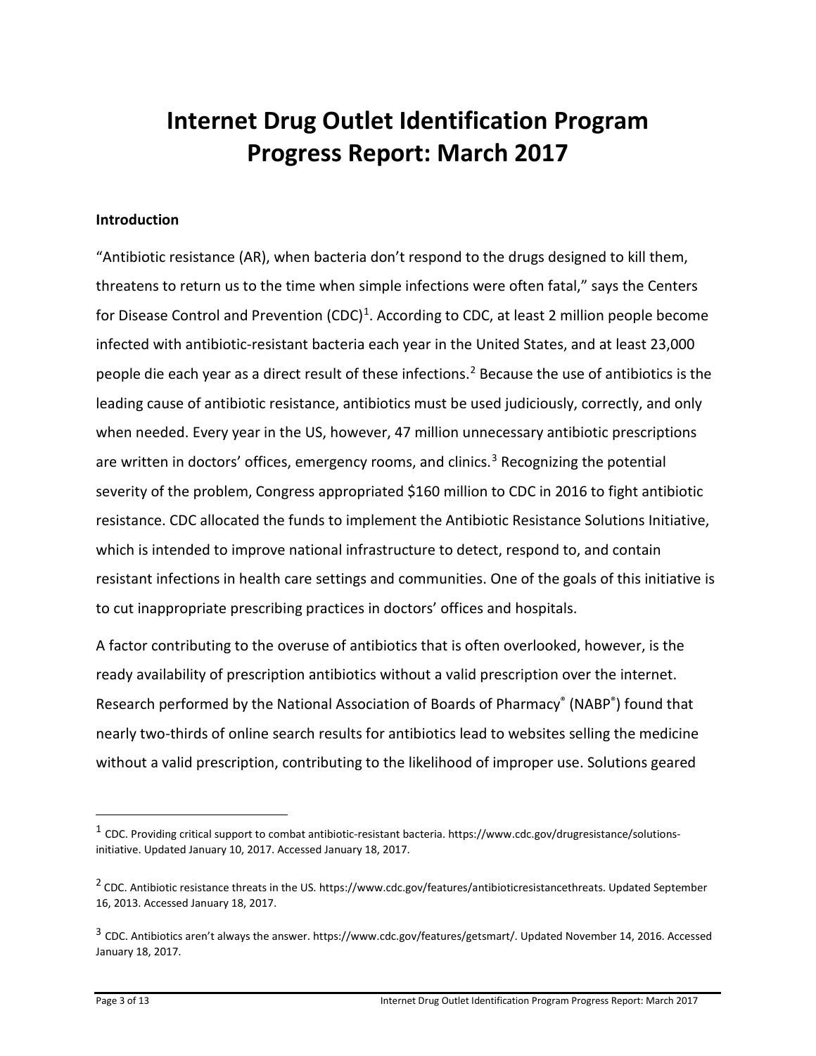# Internet Drug Outlet Identification Program Progress Report: March 2017

## Introduction

"Antibiotic resistance (AR), when bacteria don't respond to the drugs designed to kill them, threatens to return us to the time when simple infections were often fatal," says the Centers for Disease Control and Prevention (CDC)[1]. According to CDC, at least 2 million people become infected with antibiotic-resistant bacteria each year in the United States, and at least 23,000 people die each year as a direct result of these infections.[2] Because the use of antibiotics is the leading cause of antibiotic resistance, antibiotics must be used judiciously, correctly, and only when needed. Every year in the US, however, 47 million unnecessary antibiotic prescriptions are written in doctors' offices, emergency rooms, and clinics.[3] Recognizing the potential severity of the problem, Congress appropriated $160 million to CDC in 2016 to fight antibiotic resistance. CDC allocated the funds to implement the Antibiotic Resistance Solutions Initiative, which is intended to improve national infrastructure to detect, respond to, and contain resistant infections in health care settings and communities. One of the goals of this initiative is to cut inappropriate prescribing practices in doctors' offices and hospitals.

A factor contributing to the overuse of antibiotics that is often overlooked, however, is the ready availability of prescription antibiotics without a valid prescription over the internet. Research performed by the National Association of Boards of Pharmacy® (NABP®) found that nearly two-thirds of online search results for antibiotics lead to websites selling the medicine without a valid prescription, contributing to the likelihood of improper use. Solutions geared

---

[1] CDC. Providing critical support to combat antibiotic-resistant bacteria. https://www.cdc.gov/drugresistance/solutions-initiative. Updated January 10, 2017. Accessed January 18, 2017.

[2] CDC. Antibiotic resistance threats in the US. https://www.cdc.gov/features/antibioticresistancethreats. Updated September 16, 2013. Accessed January 18, 2017.

[3] CDC. Antibiotics aren't always the answer. https://www.cdc.gov/features/getsmart/. Updated November 14, 2016. Accessed January 18, 2017.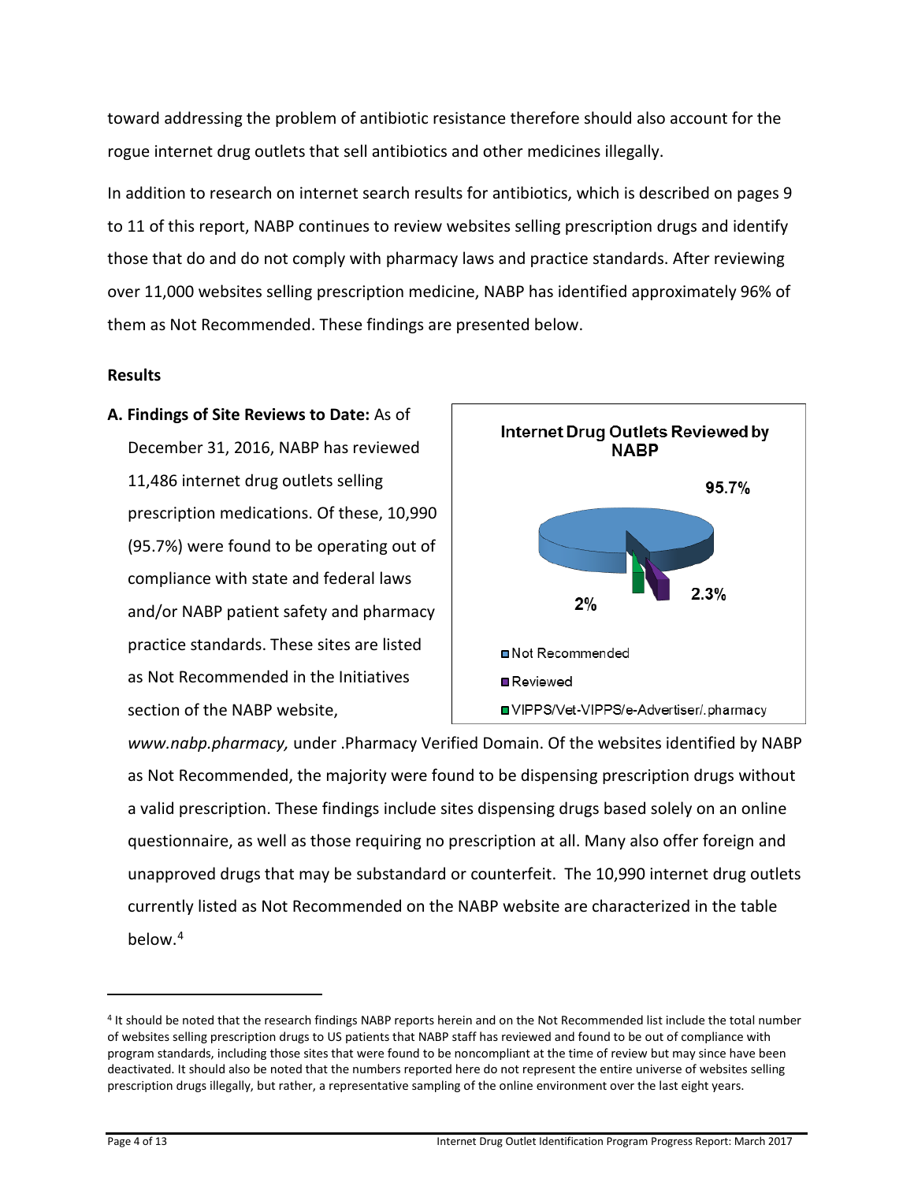toward addressing the problem of antibiotic resistance therefore should also account for the rogue internet drug outlets that sell antibiotics and other medicines illegally.

In addition to research on internet search results for antibiotics, which is described on pages 9 to 11 of this report, NABP continues to review websites selling prescription drugs and identify those that do and do not comply with pharmacy laws and practice standards. After reviewing over 11,000 websites selling prescription medicine, NABP has identified approximately 96% of them as Not Recommended. These findings are presented below.

**Results**

**A. Findings of Site Reviews to Date:** As of December 31, 2016, NABP has reviewed 11,486 internet drug outlets selling prescription medications. Of these, 10,990 (95.7%) were found to be operating out of compliance with state and federal laws and/or NABP patient safety and pharmacy practice standards. These sites are listed as Not Recommended in the Initiatives section of the NABP website, *www.nabp.pharmacy,* under .Pharmacy Verified Domain. Of the websites identified by NABP as Not Recommended, the majority were found to be dispensing prescription drugs without a valid prescription. These findings include sites dispensing drugs based solely on an online questionnaire, as well as those requiring no prescription at all. Many also offer foreign and unapproved drugs that may be substandard or counterfeit. The 10,990 internet drug outlets currently listed as Not Recommended on the NABP website are characterized in the table below.[4]

**Internet Drug Outlets Reviewed by NABP**

- Not Recommended: 95.7%
- Reviewed: 2.3%
- VIPPS/Vet-VIPPS/e-Advertiser/.pharmacy: 2%

[4] It should be noted that the research findings NABP reports herein and on the Not Recommended list include the total number of websites selling prescription drugs to US patients that NABP staff has reviewed and found to be out of compliance with program standards, including those sites that were found to be noncompliant at the time of review but may since have been deactivated. It should also be noted that the numbers reported here do not represent the entire universe of websites selling prescription drugs illegally, but rather, a representative sampling of the online environment over the last eight years.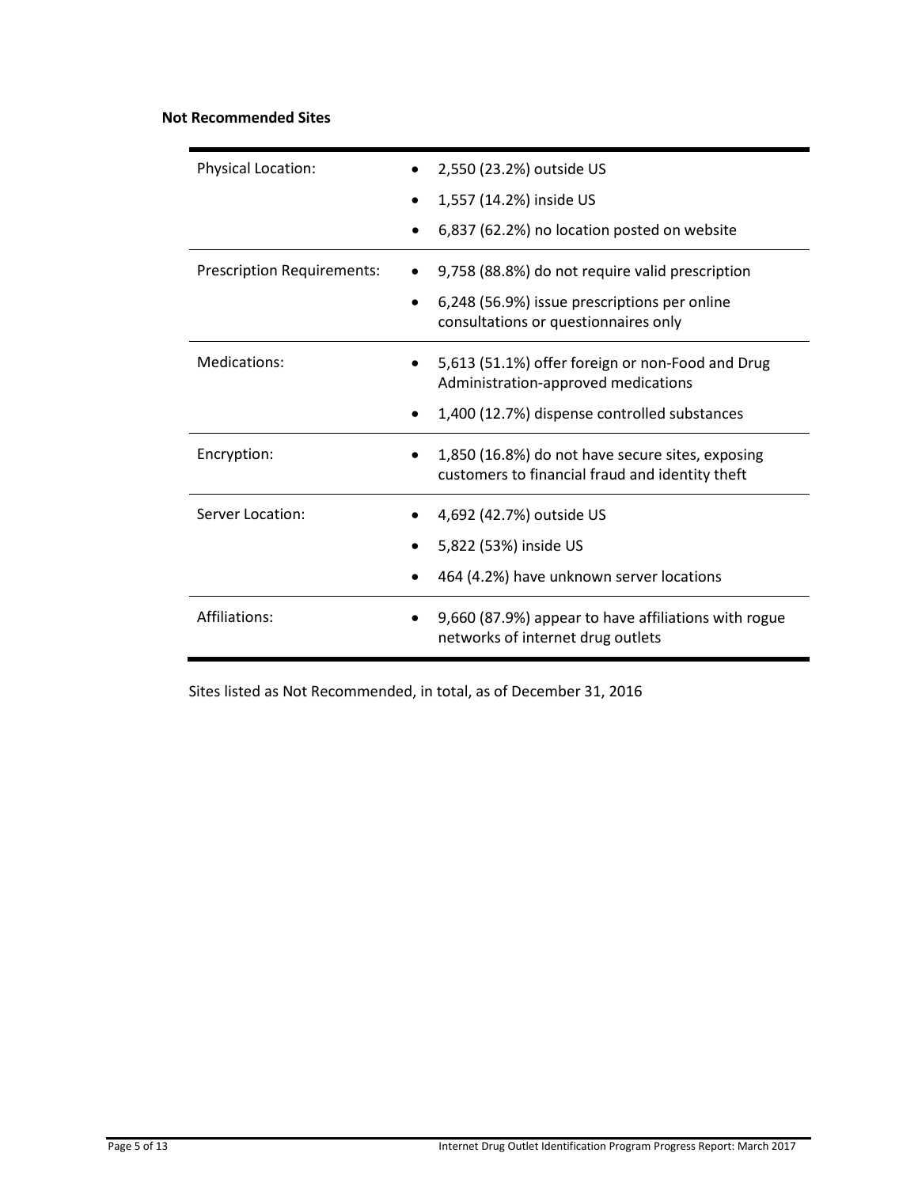**Not Recommended Sites**

| | |
|---|---|
| Physical Location: | • 2,550 (23.2%) outside US<br>• 1,557 (14.2%) inside US<br>• 6,837 (62.2%) no location posted on website |
| Prescription Requirements: | • 9,758 (88.8%) do not require valid prescription<br>• 6,248 (56.9%) issue prescriptions per online consultations or questionnaires only |
| Medications: | • 5,613 (51.1%) offer foreign or non-Food and Drug Administration-approved medications<br>• 1,400 (12.7%) dispense controlled substances |
| Encryption: | • 1,850 (16.8%) do not have secure sites, exposing customers to financial fraud and identity theft |
| Server Location: | • 4,692 (42.7%) outside US<br>• 5,822 (53%) inside US<br>• 464 (4.2%) have unknown server locations |
| Affiliations: | • 9,660 (87.9%) appear to have affiliations with rogue networks of internet drug outlets |

Sites listed as Not Recommended, in total, as of December 31, 2016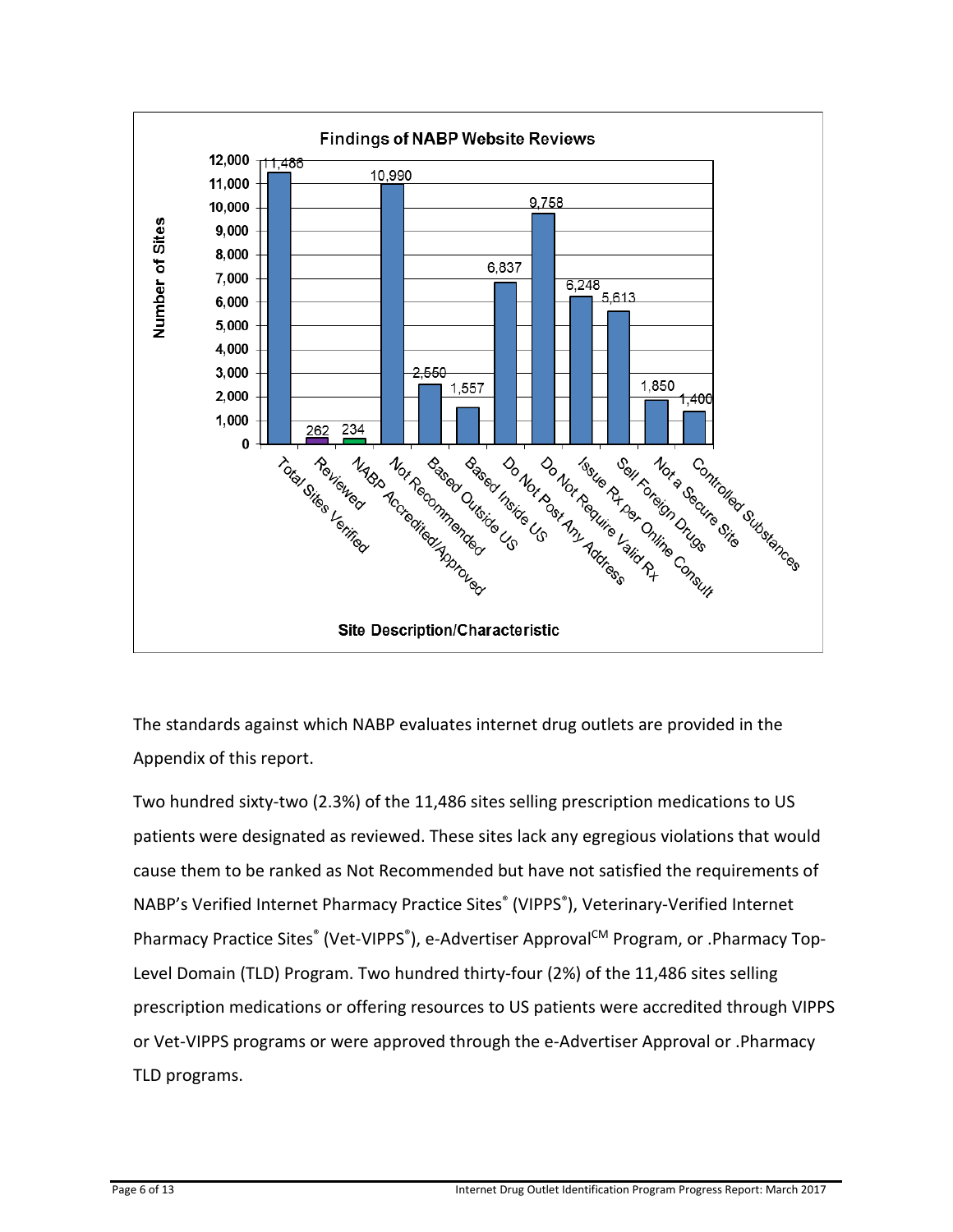**Findings of NABP Website Reviews**

| Site Description/Characteristic | Number of Sites |
| --- | --- |
| Total Sites Verified | 11,486 |
| Reviewed | 262 |
| NABP Accredited/Approved | 234 |
| Not Recommended | 10,990 |
| Based Outside US | 2,550 |
| Based Inside US | 1,557 |
| Do Not Post Any Address | 6,837 |
| Do Not Require Valid Rx | 9,758 |
| Issue Rx per Online Consult | 6,248 |
| Sell Foreign Drugs | 5,613 |
| Not a Secure Site | 1,850 |
| Controlled Substances | 1,400 |

The standards against which NABP evaluates internet drug outlets are provided in the Appendix of this report.

Two hundred sixty-two (2.3%) of the 11,486 sites selling prescription medications to US patients were designated as reviewed. These sites lack any egregious violations that would cause them to be ranked as Not Recommended but have not satisfied the requirements of NABP's Verified Internet Pharmacy Practice Sites® (VIPPS®), Veterinary-Verified Internet Pharmacy Practice Sites® (Vet-VIPPS®), e-Advertiser Approval℠ Program, or .Pharmacy Top-Level Domain (TLD) Program. Two hundred thirty-four (2%) of the 11,486 sites selling prescription medications or offering resources to US patients were accredited through VIPPS or Vet-VIPPS programs or were approved through the e-Advertiser Approval or .Pharmacy TLD programs.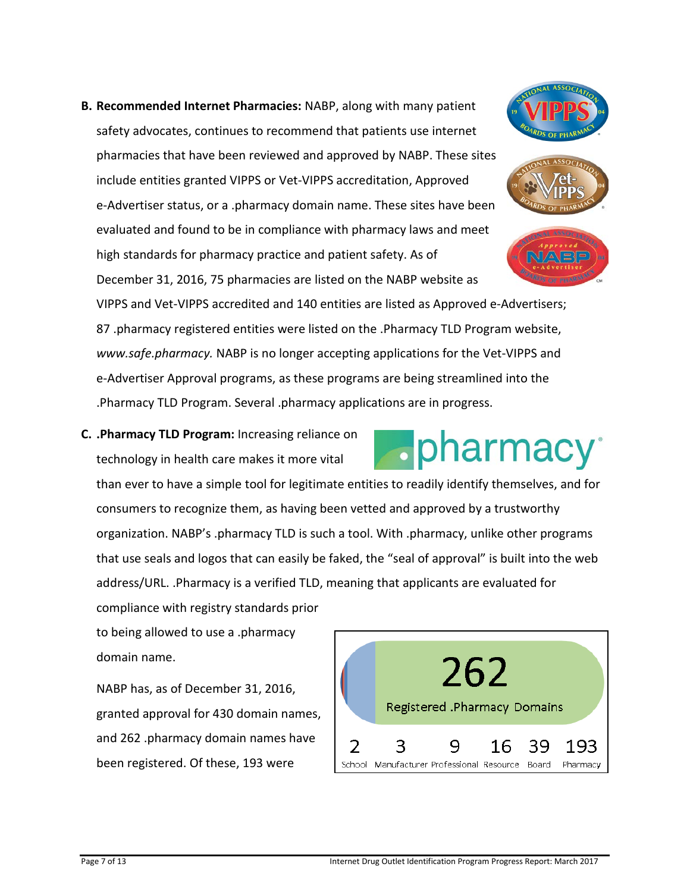**B. Recommended Internet Pharmacies:** NABP, along with many patient safety advocates, continues to recommend that patients use internet pharmacies that have been reviewed and approved by NABP. These sites include entities granted VIPPS or Vet-VIPPS accreditation, Approved e-Advertiser status, or a .pharmacy domain name. These sites have been evaluated and found to be in compliance with pharmacy laws and meet high standards for pharmacy practice and patient safety. As of December 31, 2016, 75 pharmacies are listed on the NABP website as VIPPS and Vet-VIPPS accredited and 140 entities are listed as Approved e-Advertisers; 87 .pharmacy registered entities were listed on the .Pharmacy TLD Program website, *www.safe.pharmacy.* NABP is no longer accepting applications for the Vet-VIPPS and e-Advertiser Approval programs, as these programs are being streamlined into the .Pharmacy TLD Program. Several .pharmacy applications are in progress.

**C. .Pharmacy TLD Program:** Increasing reliance on technology in health care makes it more vital than ever to have a simple tool for legitimate entities to readily identify themselves, and for consumers to recognize them, as having been vetted and approved by a trustworthy organization. NABP's .pharmacy TLD is such a tool. With .pharmacy, unlike other programs that use seals and logos that can easily be faked, the "seal of approval" is built into the web address/URL. .Pharmacy is a verified TLD, meaning that applicants are evaluated for compliance with registry standards prior to being allowed to use a .pharmacy domain name.

NABP has, as of December 31, 2016, granted approval for 430 domain names, and 262 .pharmacy domain names have been registered. Of these, 193 were

**262** Registered .Pharmacy Domains

| School | Manufacturer | Professional | Resource | Board | Pharmacy |
|---|---|---|---|---|---|
| 2 | 3 | 9 | 16 | 39 | 193 |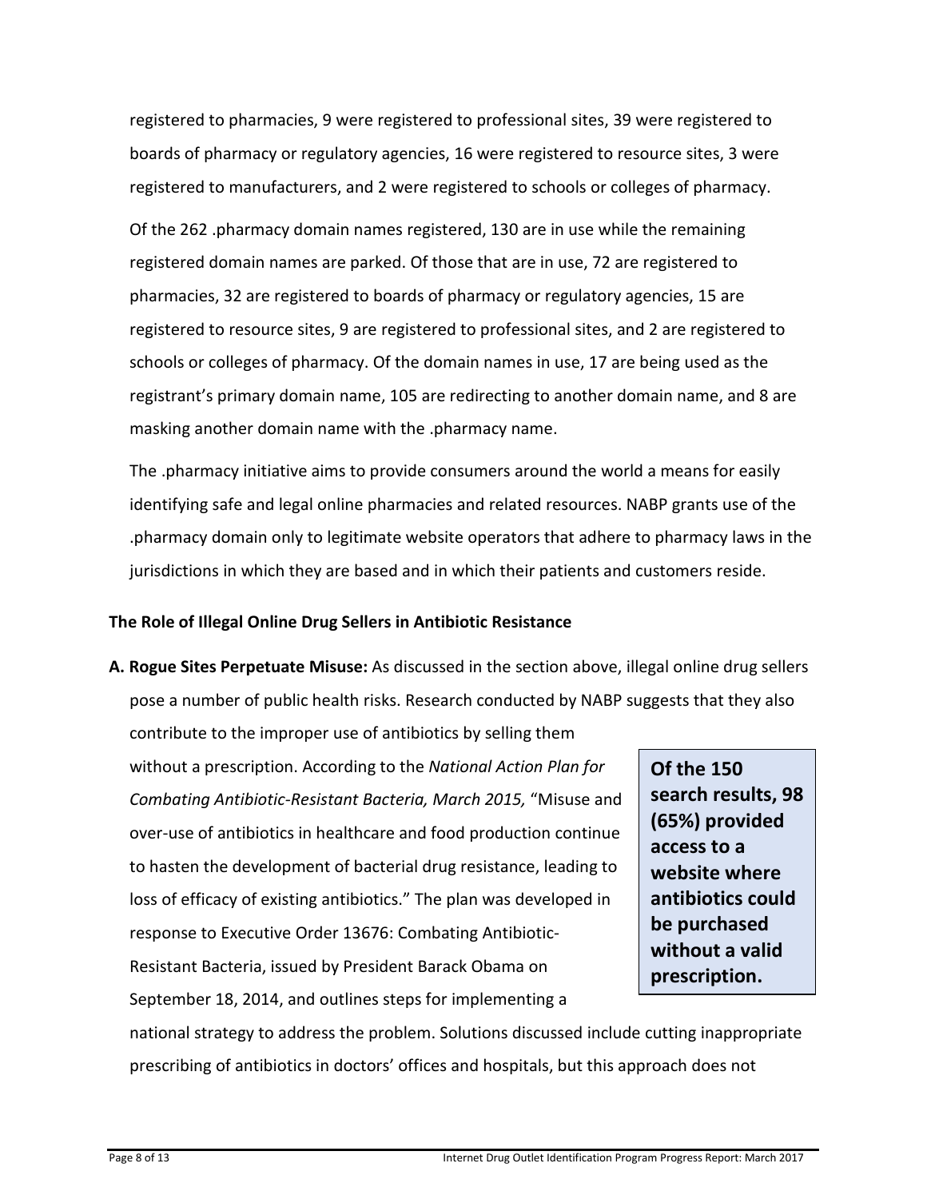registered to pharmacies, 9 were registered to professional sites, 39 were registered to boards of pharmacy or regulatory agencies, 16 were registered to resource sites, 3 were registered to manufacturers, and 2 were registered to schools or colleges of pharmacy.

Of the 262 .pharmacy domain names registered, 130 are in use while the remaining registered domain names are parked. Of those that are in use, 72 are registered to pharmacies, 32 are registered to boards of pharmacy or regulatory agencies, 15 are registered to resource sites, 9 are registered to professional sites, and 2 are registered to schools or colleges of pharmacy. Of the domain names in use, 17 are being used as the registrant's primary domain name, 105 are redirecting to another domain name, and 8 are masking another domain name with the .pharmacy name.

The .pharmacy initiative aims to provide consumers around the world a means for easily identifying safe and legal online pharmacies and related resources. NABP grants use of the .pharmacy domain only to legitimate website operators that adhere to pharmacy laws in the jurisdictions in which they are based and in which their patients and customers reside.

**The Role of Illegal Online Drug Sellers in Antibiotic Resistance**

**A. Rogue Sites Perpetuate Misuse:** As discussed in the section above, illegal online drug sellers pose a number of public health risks. Research conducted by NABP suggests that they also contribute to the improper use of antibiotics by selling them without a prescription. According to the *National Action Plan for Combating Antibiotic-Resistant Bacteria, March 2015,* "Misuse and over-use of antibiotics in healthcare and food production continue to hasten the development of bacterial drug resistance, leading to loss of efficacy of existing antibiotics." The plan was developed in response to Executive Order 13676: Combating Antibiotic-Resistant Bacteria, issued by President Barack Obama on September 18, 2014, and outlines steps for implementing a national strategy to address the problem. Solutions discussed include cutting inappropriate prescribing of antibiotics in doctors' offices and hospitals, but this approach does not

**Of the 150 search results, 98 (65%) provided access to a website where antibiotics could be purchased without a valid prescription.**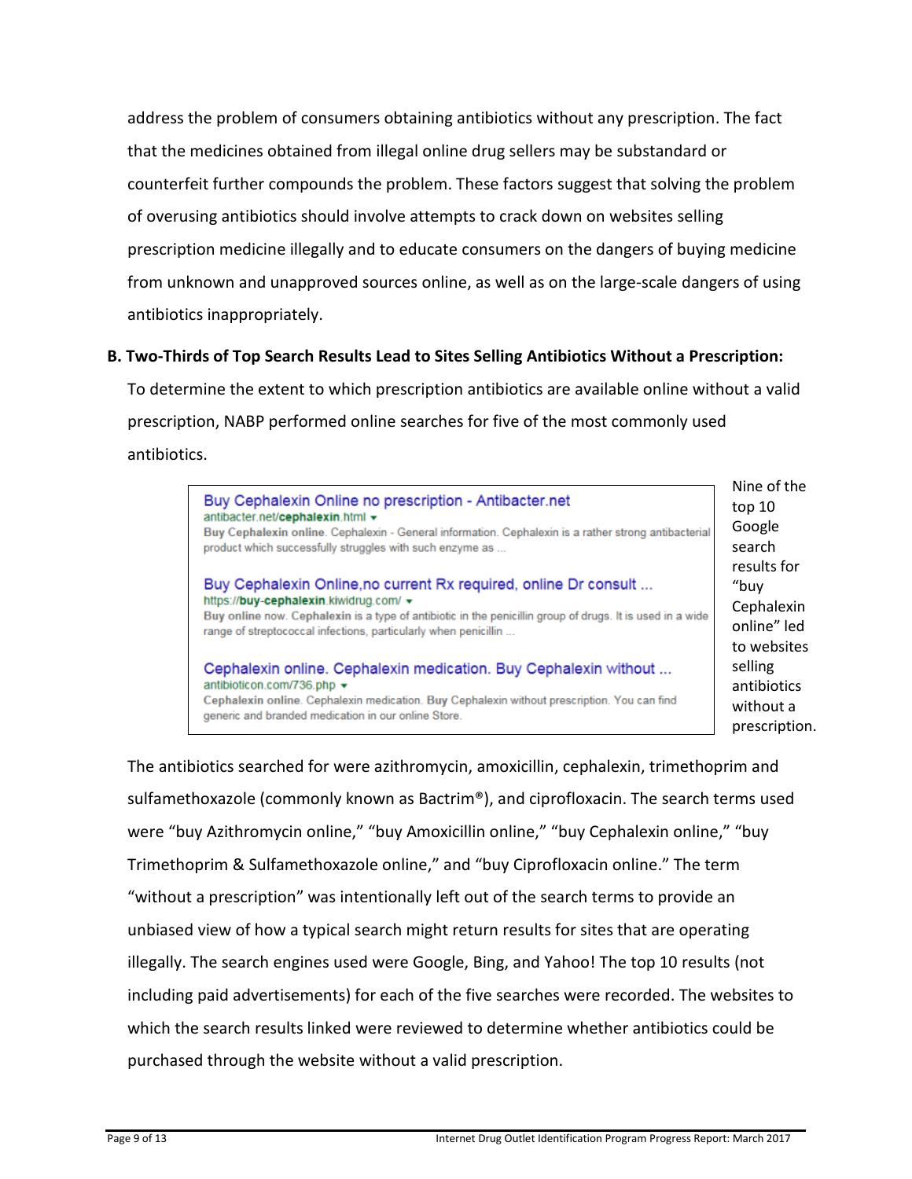address the problem of consumers obtaining antibiotics without any prescription. The fact that the medicines obtained from illegal online drug sellers may be substandard or counterfeit further compounds the problem. These factors suggest that solving the problem of overusing antibiotics should involve attempts to crack down on websites selling prescription medicine illegally and to educate consumers on the dangers of buying medicine from unknown and unapproved sources online, as well as on the large-scale dangers of using antibiotics inappropriately.

**B. Two-Thirds of Top Search Results Lead to Sites Selling Antibiotics Without a Prescription:**

To determine the extent to which prescription antibiotics are available online without a valid prescription, NABP performed online searches for five of the most commonly used antibiotics.

Buy Cephalexin Online no prescription - Antibacter.net
antibacter.net/cephalexin.html
Buy Cephalexin online. Cephalexin - General information. Cephalexin is a rather strong antibacterial product which successfully struggles with such enzyme as ...

Buy Cephalexin Online,no current Rx required, online Dr consult ...
https://buy-cephalexin.kiwidrug.com/
Buy online now. Cephalexin is a type of antibiotic in the penicillin group of drugs. It is used in a wide range of streptococcal infections, particularly when penicillin ...

Cephalexin online. Cephalexin medication. Buy Cephalexin without ...
antibioticon.com/736.php
Cephalexin online. Cephalexin medication. Buy Cephalexin without prescription. You can find generic and branded medication in our online Store.

Nine of the top 10 Google search results for "buy Cephalexin online" led to websites selling antibiotics without a prescription.

The antibiotics searched for were azithromycin, amoxicillin, cephalexin, trimethoprim and sulfamethoxazole (commonly known as Bactrim®), and ciprofloxacin. The search terms used were "buy Azithromycin online," "buy Amoxicillin online," "buy Cephalexin online," "buy Trimethoprim & Sulfamethoxazole online," and "buy Ciprofloxacin online." The term "without a prescription" was intentionally left out of the search terms to provide an unbiased view of how a typical search might return results for sites that are operating illegally. The search engines used were Google, Bing, and Yahoo! The top 10 results (not including paid advertisements) for each of the five searches were recorded. The websites to which the search results linked were reviewed to determine whether antibiotics could be purchased through the website without a valid prescription.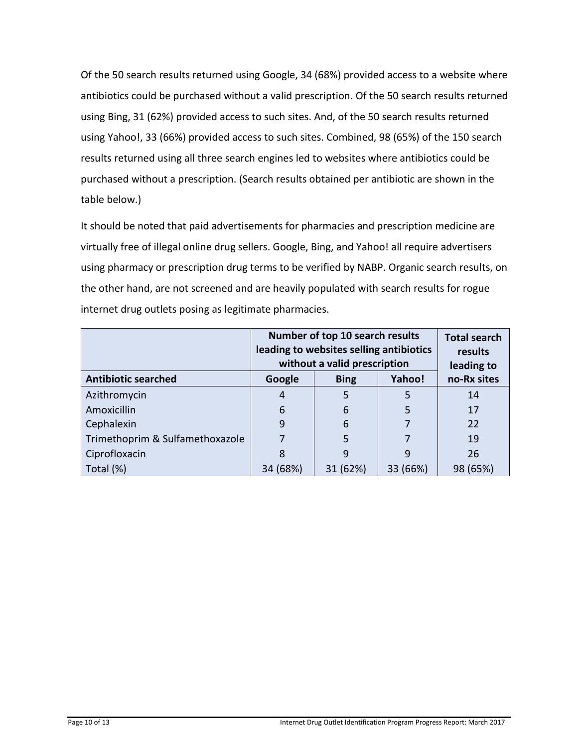Of the 50 search results returned using Google, 34 (68%) provided access to a website where antibiotics could be purchased without a valid prescription. Of the 50 search results returned using Bing, 31 (62%) provided access to such sites. And, of the 50 search results returned using Yahoo!, 33 (66%) provided access to such sites. Combined, 98 (65%) of the 150 search results returned using all three search engines led to websites where antibiotics could be purchased without a prescription. (Search results obtained per antibiotic are shown in the table below.)

It should be noted that paid advertisements for pharmacies and prescription medicine are virtually free of illegal online drug sellers. Google, Bing, and Yahoo! all require advertisers using pharmacy or prescription drug terms to be verified by NABP. Organic search results, on the other hand, are not screened and are heavily populated with search results for rogue internet drug outlets posing as legitimate pharmacies.

| | Number of top 10 search results leading to websites selling antibiotics without a valid prescription | | | Total search results leading to no-Rx sites |
|---|---|---|---|---|
| **Antibiotic searched** | **Google** | **Bing** | **Yahoo!** | |
| Azithromycin | 4 | 5 | 5 | 14 |
| Amoxicillin | 6 | 6 | 5 | 17 |
| Cephalexin | 9 | 6 | 7 | 22 |
| Trimethoprim & Sulfamethoxazole | 7 | 5 | 7 | 19 |
| Ciprofloxacin | 8 | 9 | 9 | 26 |
| Total (%) | 34 (68%) | 31 (62%) | 33 (66%) | 98 (65%) |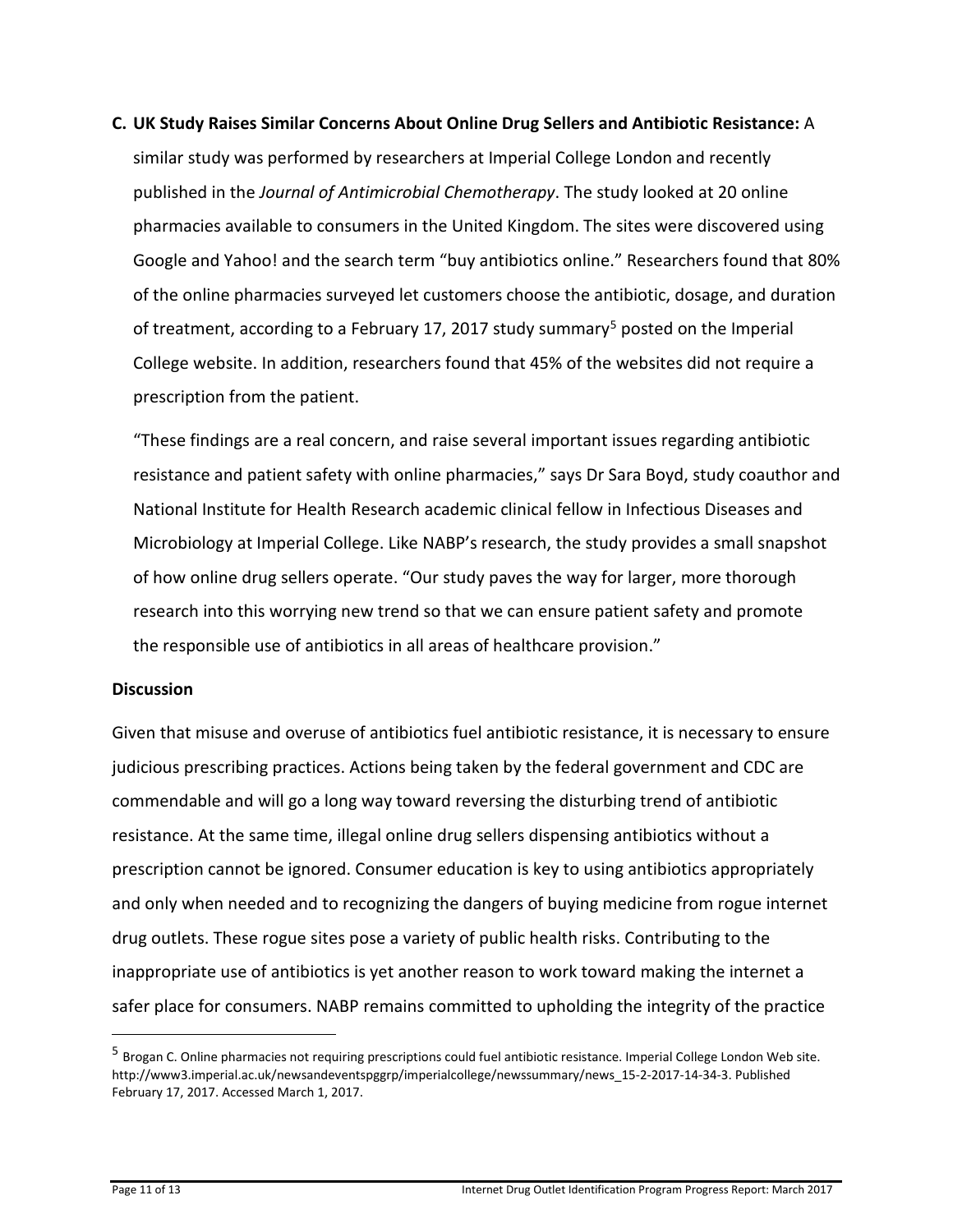**C. UK Study Raises Similar Concerns About Online Drug Sellers and Antibiotic Resistance:** A similar study was performed by researchers at Imperial College London and recently published in the *Journal of Antimicrobial Chemotherapy*. The study looked at 20 online pharmacies available to consumers in the United Kingdom. The sites were discovered using Google and Yahoo! and the search term "buy antibiotics online." Researchers found that 80% of the online pharmacies surveyed let customers choose the antibiotic, dosage, and duration of treatment, according to a February 17, 2017 study summary[5] posted on the Imperial College website. In addition, researchers found that 45% of the websites did not require a prescription from the patient.

"These findings are a real concern, and raise several important issues regarding antibiotic resistance and patient safety with online pharmacies," says Dr Sara Boyd, study coauthor and National Institute for Health Research academic clinical fellow in Infectious Diseases and Microbiology at Imperial College. Like NABP's research, the study provides a small snapshot of how online drug sellers operate. "Our study paves the way for larger, more thorough research into this worrying new trend so that we can ensure patient safety and promote the responsible use of antibiotics in all areas of healthcare provision."

**Discussion**

Given that misuse and overuse of antibiotics fuel antibiotic resistance, it is necessary to ensure judicious prescribing practices. Actions being taken by the federal government and CDC are commendable and will go a long way toward reversing the disturbing trend of antibiotic resistance. At the same time, illegal online drug sellers dispensing antibiotics without a prescription cannot be ignored. Consumer education is key to using antibiotics appropriately and only when needed and to recognizing the dangers of buying medicine from rogue internet drug outlets. These rogue sites pose a variety of public health risks. Contributing to the inappropriate use of antibiotics is yet another reason to work toward making the internet a safer place for consumers. NABP remains committed to upholding the integrity of the practice

---

[5] Brogan C. Online pharmacies not requiring prescriptions could fuel antibiotic resistance. Imperial College London Web site. http://www3.imperial.ac.uk/newsandeventspggrp/imperialcollege/newssummary/news_15-2-2017-14-34-3. Published February 17, 2017. Accessed March 1, 2017.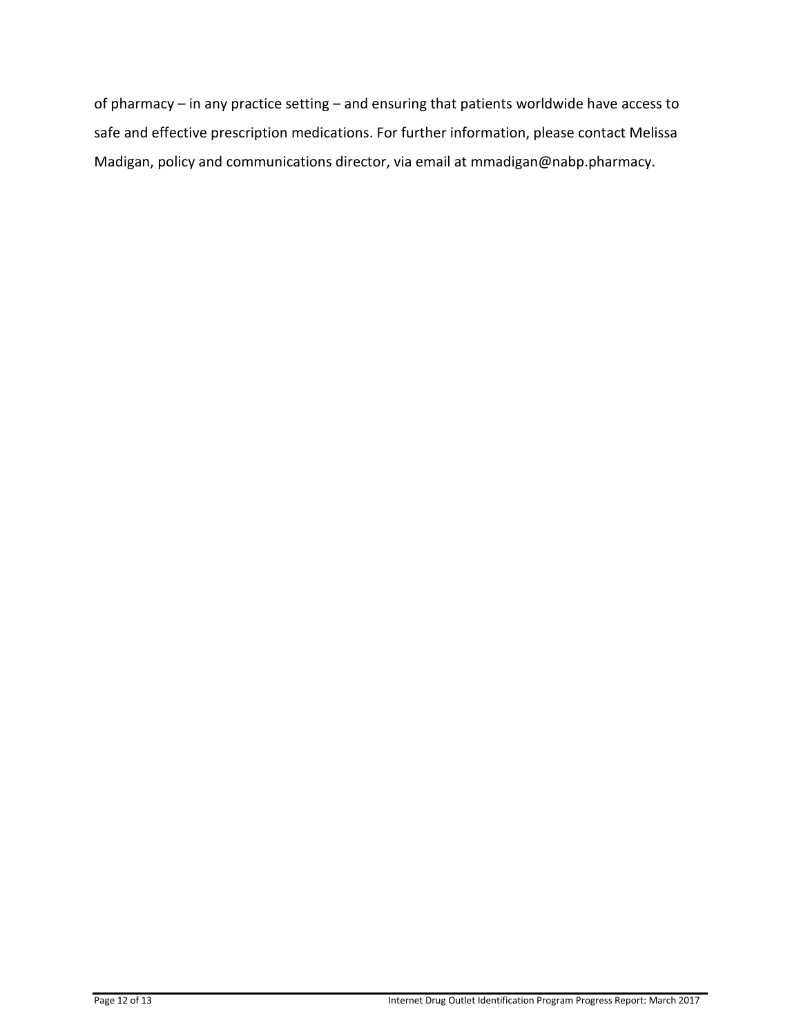of pharmacy – in any practice setting – and ensuring that patients worldwide have access to safe and effective prescription medications. For further information, please contact Melissa Madigan, policy and communications director, via email at mmadigan@nabp.pharmacy.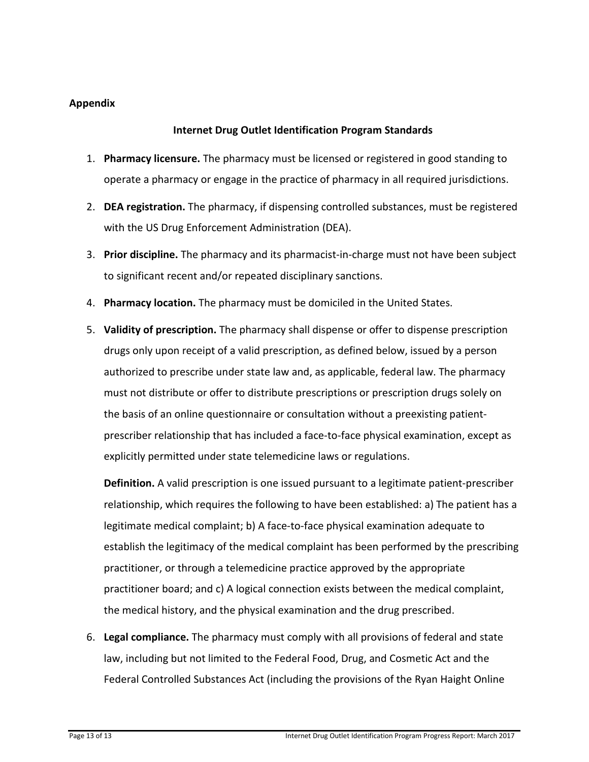## Appendix

### Internet Drug Outlet Identification Program Standards

1. **Pharmacy licensure.** The pharmacy must be licensed or registered in good standing to operate a pharmacy or engage in the practice of pharmacy in all required jurisdictions.

2. **DEA registration.** The pharmacy, if dispensing controlled substances, must be registered with the US Drug Enforcement Administration (DEA).

3. **Prior discipline.** The pharmacy and its pharmacist-in-charge must not have been subject to significant recent and/or repeated disciplinary sanctions.

4. **Pharmacy location.** The pharmacy must be domiciled in the United States.

5. **Validity of prescription.** The pharmacy shall dispense or offer to dispense prescription drugs only upon receipt of a valid prescription, as defined below, issued by a person authorized to prescribe under state law and, as applicable, federal law. The pharmacy must not distribute or offer to distribute prescriptions or prescription drugs solely on the basis of an online questionnaire or consultation without a preexisting patient-prescriber relationship that has included a face-to-face physical examination, except as explicitly permitted under state telemedicine laws or regulations.

   **Definition.** A valid prescription is one issued pursuant to a legitimate patient-prescriber relationship, which requires the following to have been established: a) The patient has a legitimate medical complaint; b) A face-to-face physical examination adequate to establish the legitimacy of the medical complaint has been performed by the prescribing practitioner, or through a telemedicine practice approved by the appropriate practitioner board; and c) A logical connection exists between the medical complaint, the medical history, and the physical examination and the drug prescribed.

6. **Legal compliance.** The pharmacy must comply with all provisions of federal and state law, including but not limited to the Federal Food, Drug, and Cosmetic Act and the Federal Controlled Substances Act (including the provisions of the Ryan Haight Online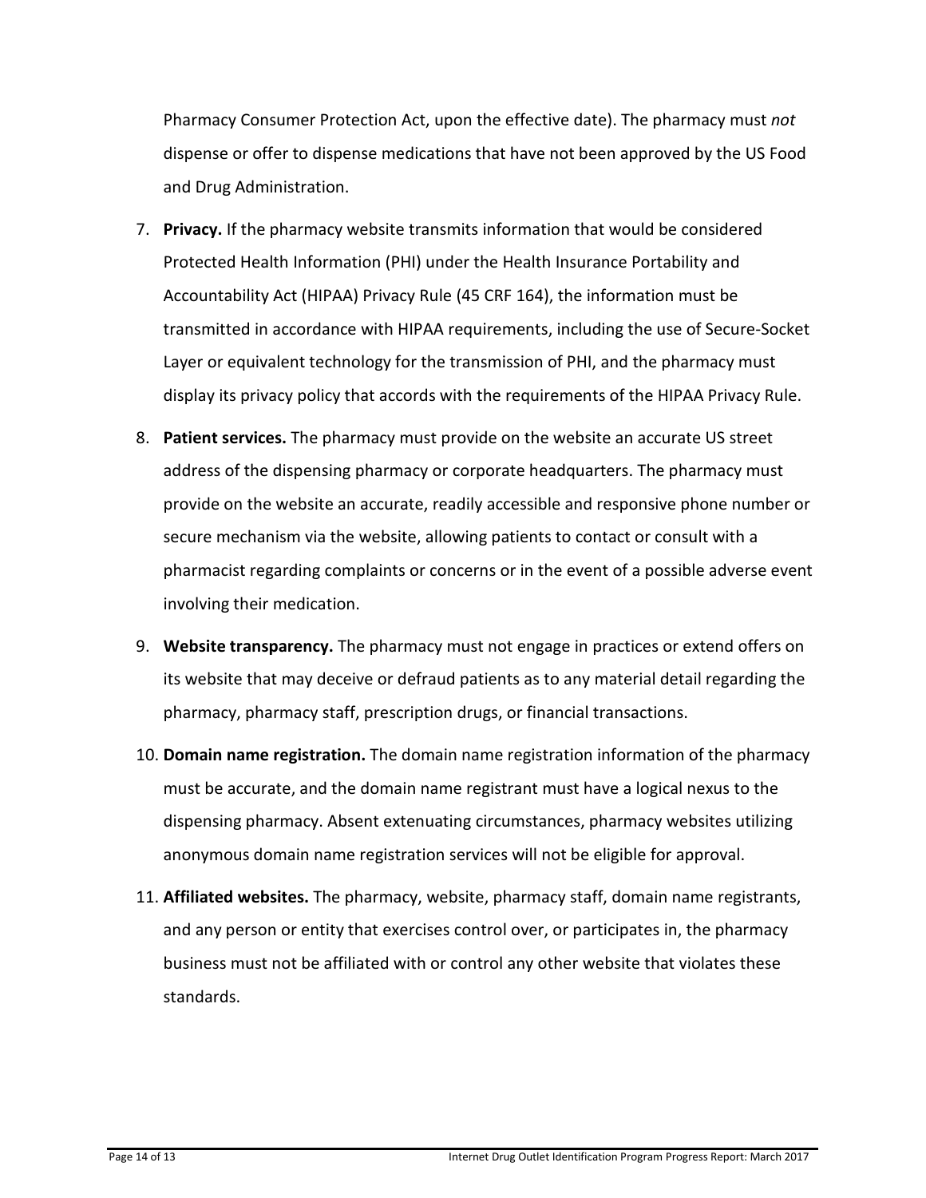Pharmacy Consumer Protection Act, upon the effective date). The pharmacy must *not* dispense or offer to dispense medications that have not been approved by the US Food and Drug Administration.

7. **Privacy.** If the pharmacy website transmits information that would be considered Protected Health Information (PHI) under the Health Insurance Portability and Accountability Act (HIPAA) Privacy Rule (45 CRF 164), the information must be transmitted in accordance with HIPAA requirements, including the use of Secure-Socket Layer or equivalent technology for the transmission of PHI, and the pharmacy must display its privacy policy that accords with the requirements of the HIPAA Privacy Rule.
8. **Patient services.** The pharmacy must provide on the website an accurate US street address of the dispensing pharmacy or corporate headquarters. The pharmacy must provide on the website an accurate, readily accessible and responsive phone number or secure mechanism via the website, allowing patients to contact or consult with a pharmacist regarding complaints or concerns or in the event of a possible adverse event involving their medication.
9. **Website transparency.** The pharmacy must not engage in practices or extend offers on its website that may deceive or defraud patients as to any material detail regarding the pharmacy, pharmacy staff, prescription drugs, or financial transactions.
10. **Domain name registration.** The domain name registration information of the pharmacy must be accurate, and the domain name registrant must have a logical nexus to the dispensing pharmacy. Absent extenuating circumstances, pharmacy websites utilizing anonymous domain name registration services will not be eligible for approval.
11. **Affiliated websites.** The pharmacy, website, pharmacy staff, domain name registrants, and any person or entity that exercises control over, or participates in, the pharmacy business must not be affiliated with or control any other website that violates these standards.